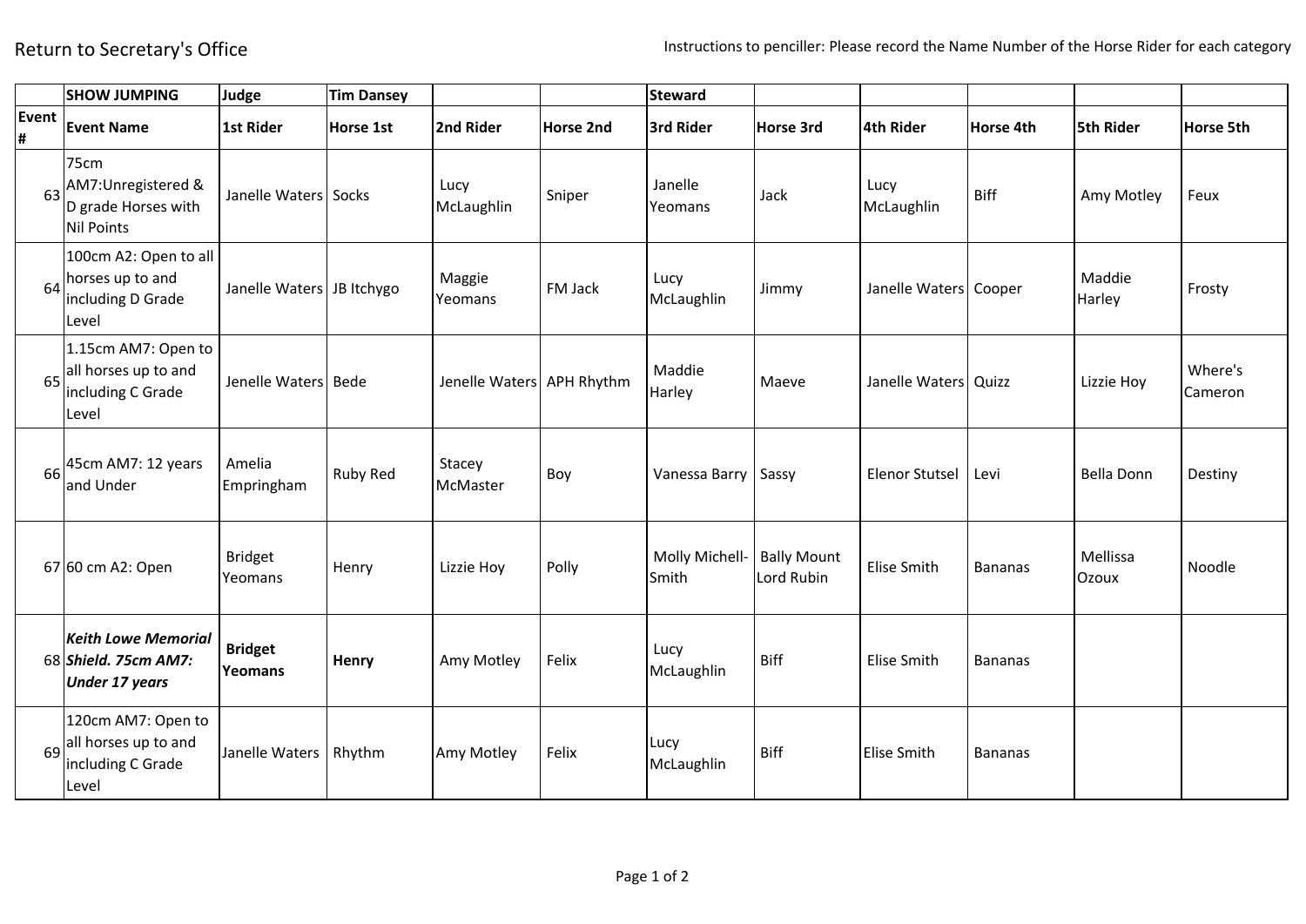Return to Secretary's Office

Instructions to penciller: Please record the Name Number of the Horse Rider for each category

| | SHOW JUMPING | Judge | Tim Dansey | | | Steward | | | | | |
|---|---|---|---|---|---|---|---|---|---|---|---|
| **Event #** | **Event Name** | **1st Rider** | **Horse 1st** | **2nd Rider** | **Horse 2nd** | **3rd Rider** | **Horse 3rd** | **4th Rider** | **Horse 4th** | **5th Rider** | **Horse 5th** |
| 63 | 75cm AM7:Unregistered & D grade Horses with Nil Points | Janelle Waters | Socks | Lucy McLaughlin | Sniper | Janelle Yeomans | Jack | Lucy McLaughlin | Biff | Amy Motley | Feux |
| 64 | 100cm A2: Open to all horses up to and including D Grade Level | Janelle Waters | JB Itchygo | Maggie Yeomans | FM Jack | Lucy McLaughlin | Jimmy | Janelle Waters | Cooper | Maddie Harley | Frosty |
| 65 | 1.15cm AM7: Open to all horses up to and including C Grade Level | Jenelle Waters | Bede | Jenelle Waters | APH Rhythm | Maddie Harley | Maeve | Janelle Waters | Quizz | Lizzie Hoy | Where's Cameron |
| 66 | 45cm AM7: 12 years and Under | Amelia Empringham | Ruby Red | Stacey McMaster | Boy | Vanessa Barry | Sassy | Elenor Stutsel | Levi | Bella Donn | Destiny |
| 67 | 60 cm A2: Open | Bridget Yeomans | Henry | Lizzie Hoy | Polly | Molly Michell-Smith | Bally Mount Lord Rubin | Elise Smith | Bananas | Mellissa Ozoux | Noodle |
| 68 | ***Keith Lowe Memorial Shield. 75cm AM7: Under 17 years*** | **Bridget Yeomans** | **Henry** | Amy Motley | Felix | Lucy McLaughlin | Biff | Elise Smith | Bananas | | |
| 69 | 120cm AM7: Open to all horses up to and including C Grade Level | Janelle Waters | Rhythm | Amy Motley | Felix | Lucy McLaughlin | Biff | Elise Smith | Bananas | | |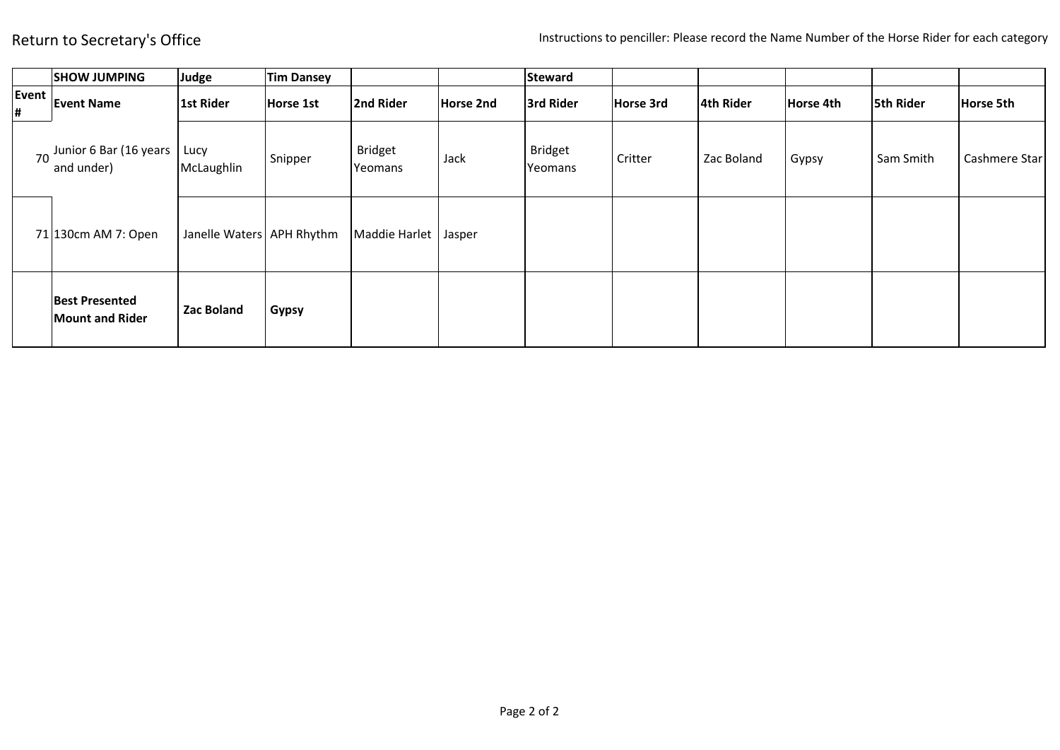Return to Secretary's Office

Instructions to penciller: Please record the Name Number of the Horse Rider for each category

| | SHOW JUMPING | Judge | Tim Dansey | | | Steward | | | | | |
|---|---|---|---|---|---|---|---|---|---|---|---|
| Event # | Event Name | 1st Rider | Horse 1st | 2nd Rider | Horse 2nd | 3rd Rider | Horse 3rd | 4th Rider | Horse 4th | 5th Rider | Horse 5th |
| 70 | Junior 6 Bar (16 years and under) | Lucy McLaughlin | Snipper | Bridget Yeomans | Jack | Bridget Yeomans | Critter | Zac Boland | Gypsy | Sam Smith | Cashmere Star |
| 71 | 130cm AM 7: Open | Janelle Waters | APH Rhythm | Maddie Harlet | Jasper | | | | | | |
| | **Best Presented Mount and Rider** | **Zac Boland** | **Gypsy** | | | | | | | | |